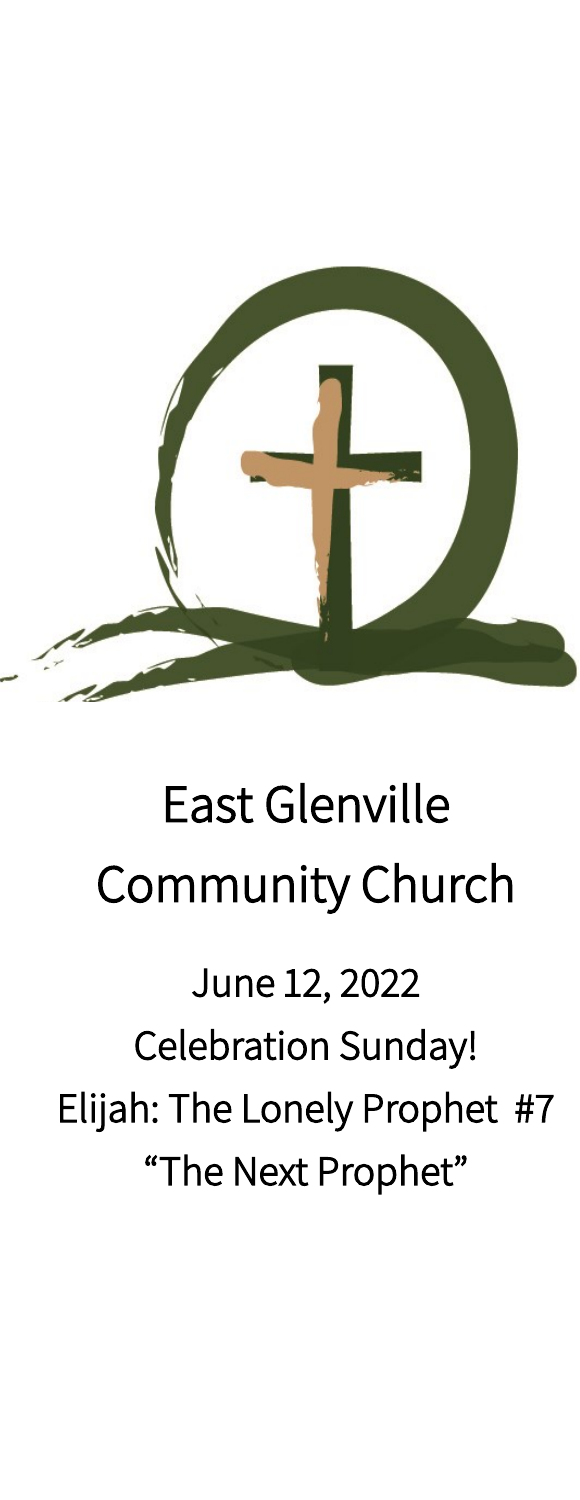# East Glenville Community Church

June 12, 2022

Celebration Sunday!

Elijah: The Lonely Prophet #7

"The Next Prophet"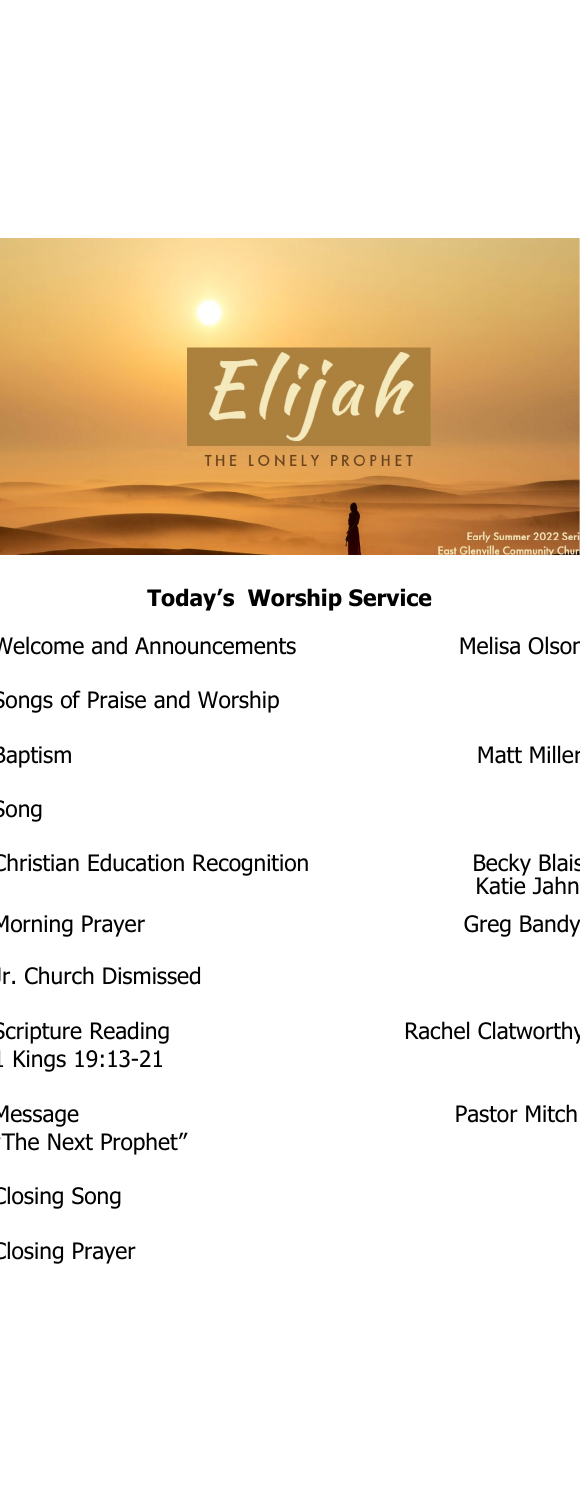# Elijah

THE LONELY PROPHET

Early Summer 2022 Series
East Glenville Community Church

## Today's Worship Service

| | |
|---|---|
| Welcome and Announcements | Melisa Olson |
| Songs of Praise and Worship | |
| Baptism | Matt Miller |
| Song | |
| Christian Education Recognition | Becky Blais<br>Katie Jahn |
| Morning Prayer | Greg Bandy |
| Jr. Church Dismissed | |
| Scripture Reading<br>1 Kings 19:13-21 | Rachel Clatworthy |
| Message<br>"The Next Prophet" | Pastor Mitch |
| Closing Song | |
| Closing Prayer | |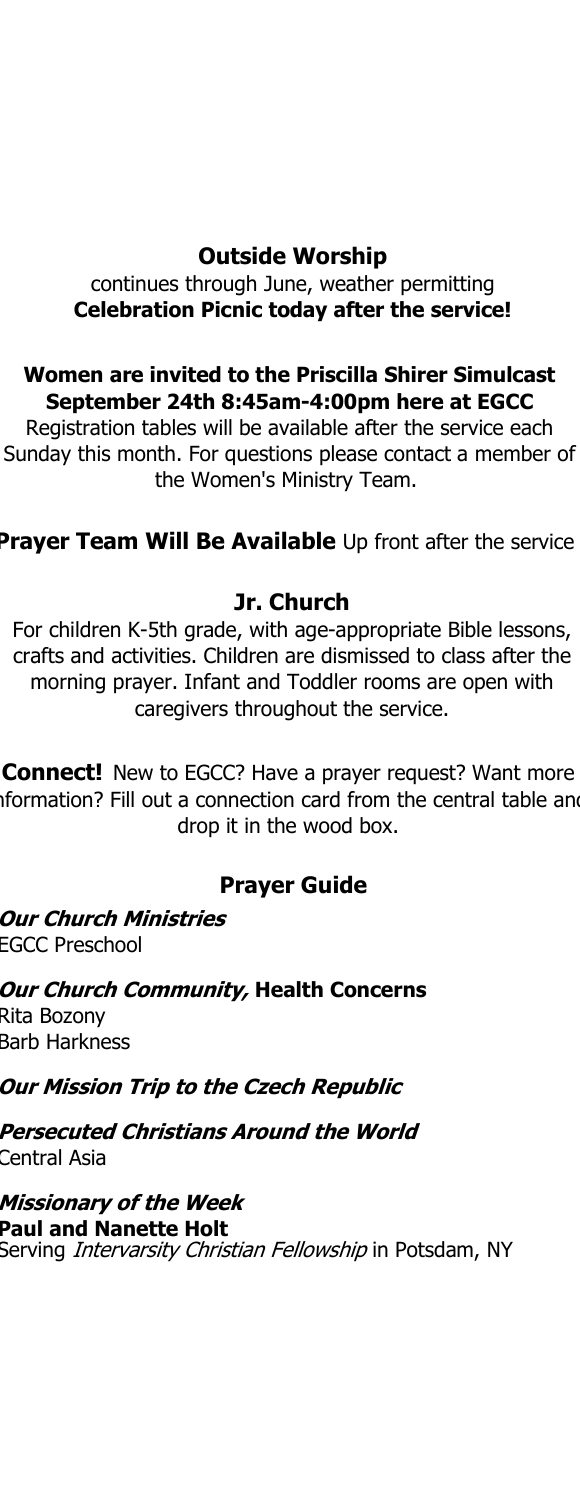**Outside Worship**

continues through June, weather permitting

**Celebration Picnic today after the service!**

**Women are invited to the Priscilla Shirer Simulcast September 24th 8:45am-4:00pm here at EGCC**

Registration tables will be available after the service each Sunday this month. For questions please contact a member of the Women's Ministry Team.

**Prayer Team Will Be Available** Up front after the service

**Jr. Church**

For children K-5th grade, with age-appropriate Bible lessons, crafts and activities. Children are dismissed to class after the morning prayer. Infant and Toddler rooms are open with caregivers throughout the service.

**Connect!** New to EGCC? Have a prayer request? Want more information? Fill out a connection card from the central table and drop it in the wood box.

## Prayer Guide

***Our Church Ministries***
EGCC Preschool

***Our Church Community,* Health Concerns**
Rita Bozony
Barb Harkness

***Our Mission Trip to the Czech Republic***

***Persecuted Christians Around the World***
Central Asia

***Missionary of the Week***
**Paul and Nanette Holt**
Serving *Intervarsity Christian Fellowship* in Potsdam, NY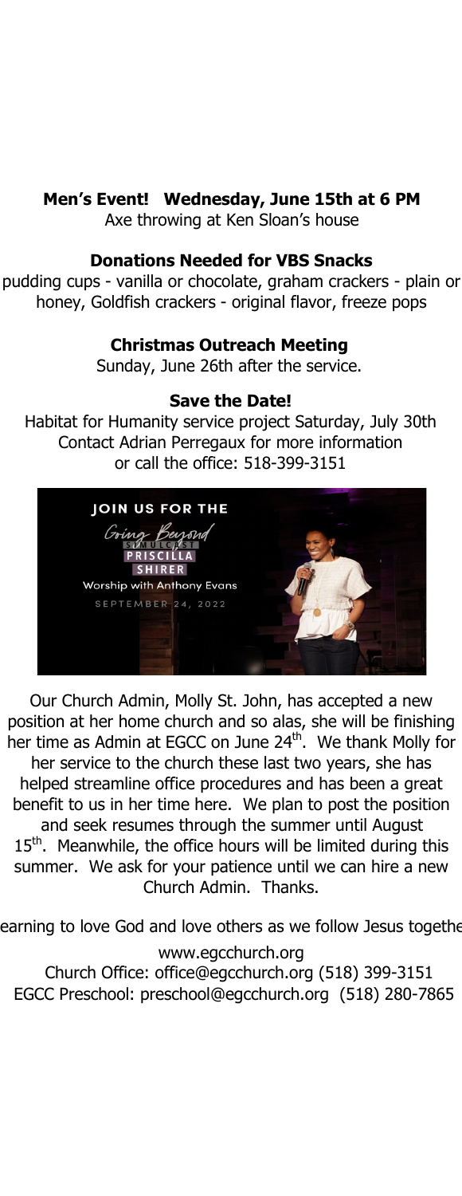**Men's Event! Wednesday, June 15th at 6 PM**

Axe throwing at Ken Sloan's house

**Donations Needed for VBS Snacks**

pudding cups - vanilla or chocolate, graham crackers - plain or honey, Goldfish crackers - original flavor, freeze pops

**Christmas Outreach Meeting**

Sunday, June 26th after the service.

**Save the Date!**

Habitat for Humanity service project Saturday, July 30th
Contact Adrian Perregaux for more information
or call the office: 518-399-3151

JOIN US FOR THE
Going Beyond
SIMULCAST
PRISCILLA
SHIRER
Worship with Anthony Evans
SEPTEMBER 24, 2022

Our Church Admin, Molly St. John, has accepted a new position at her home church and so alas, she will be finishing her time as Admin at EGCC on June 24th. We thank Molly for her service to the church these last two years, she has helped streamline office procedures and has been a great benefit to us in her time here. We plan to post the position and seek resumes through the summer until August 15th. Meanwhile, the office hours will be limited during this summer. We ask for your patience until we can hire a new Church Admin. Thanks.

earning to love God and love others as we follow Jesus togethe

www.egcchurch.org
Church Office: office@egcchurch.org (518) 399-3151
EGCC Preschool: preschool@egcchurch.org (518) 280-7865